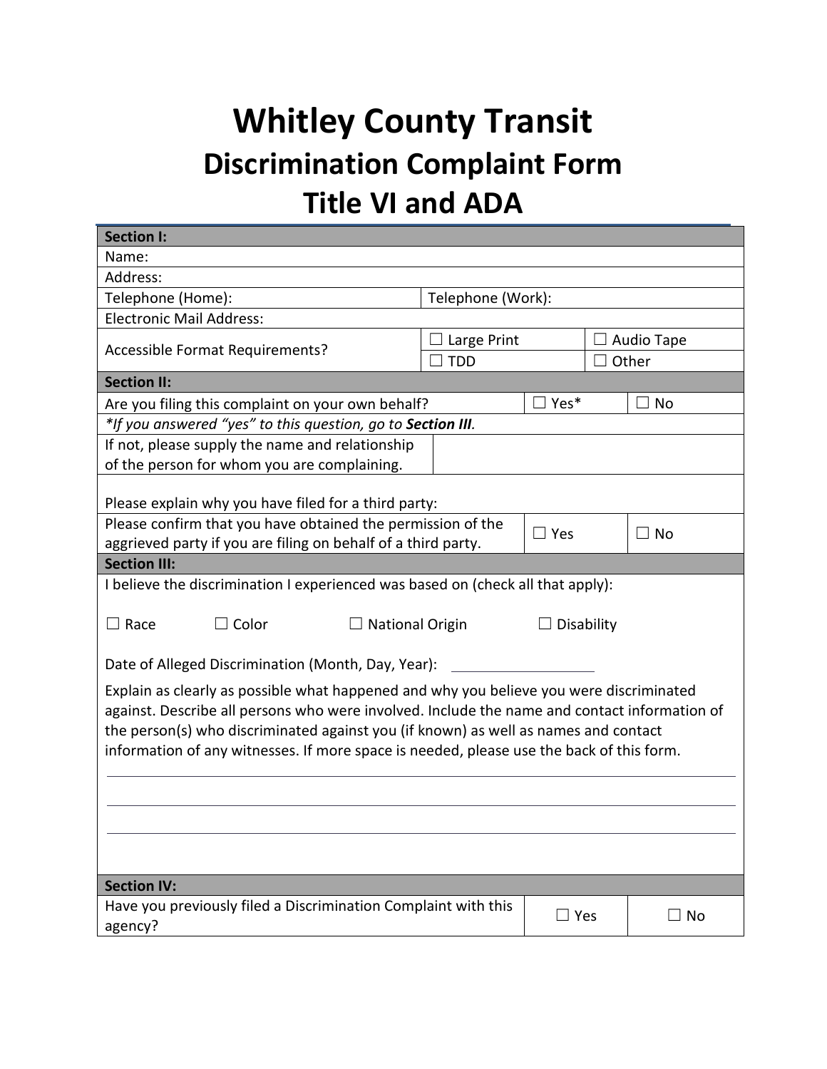# Whitley County Transit

## Discrimination Complaint Form

## Title VI and ADA

| **Section I:** | | | |
|---|---|---|---|
| Name: | | | |
| Address: | | | |
| Telephone (Home): | Telephone (Work): | | |
| Electronic Mail Address: | | | |
| Accessible Format Requirements? | ☐ Large Print | ☐ Audio Tape | |
| | ☐ TDD | ☐ Other | |

| **Section II:** | | |
|---|---|---|
| Are you filing this complaint on your own behalf? | ☐ Yes* | ☐ No |
| *\*If you answered "yes" to this question, go to **Section III**.* | | |
| If not, please supply the name and relationship of the person for whom you are complaining. | | |
| Please explain why you have filed for a third party: | | |
| Please confirm that you have obtained the permission of the aggrieved party if you are filing on behalf of a third party. | ☐ Yes | ☐ No |

| **Section III:** |
|---|
| I believe the discrimination I experienced was based on (check all that apply): |
| ☐ Race ☐ Color ☐ National Origin ☐ Disability |
| Date of Alleged Discrimination (Month, Day, Year): ____________ |
| Explain as clearly as possible what happened and why you believe you were discriminated against. Describe all persons who were involved. Include the name and contact information of the person(s) who discriminated against you (if known) as well as names and contact information of any witnesses. If more space is needed, please use the back of this form. |
| ____________________________________________ |
| ____________________________________________ |
| ____________________________________________ |

| **Section IV:** | | |
|---|---|---|
| Have you previously filed a Discrimination Complaint with this agency? | ☐ Yes | ☐ No |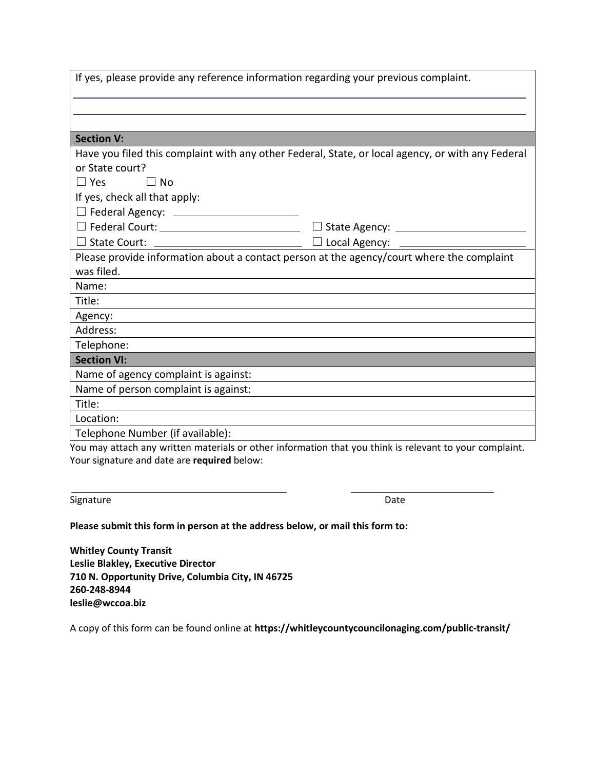If yes, please provide any reference information regarding your previous complaint.

______________________________________________________________________________

______________________________________________________________________________

**Section V:**

Have you filed this complaint with any other Federal, State, or local agency, or with any Federal or State court?

☐ Yes ☐ No

If yes, check all that apply:

☐ Federal Agency: ____________________

☐ Federal Court: ____________________ ☐ State Agency: ____________________

☐ State Court: ____________________ ☐ Local Agency: ____________________

Please provide information about a contact person at the agency/court where the complaint was filed.

Name:

Title:

Agency:

Address:

Telephone:

**Section VI:**

Name of agency complaint is against:

Name of person complaint is against:

Title:

Location:

Telephone Number (if available):

You may attach any written materials or other information that you think is relevant to your complaint. Your signature and date are **required** below:

____________________________________ ____________________

Signature Date

**Please submit this form in person at the address below, or mail this form to:**

**Whitley County Transit**
**Leslie Blakley, Executive Director**
**710 N. Opportunity Drive, Columbia City, IN 46725**
**260-248-8944**
**leslie@wccoa.biz**

A copy of this form can be found online at **https://whitleycountycouncilonaging.com/public-transit/**